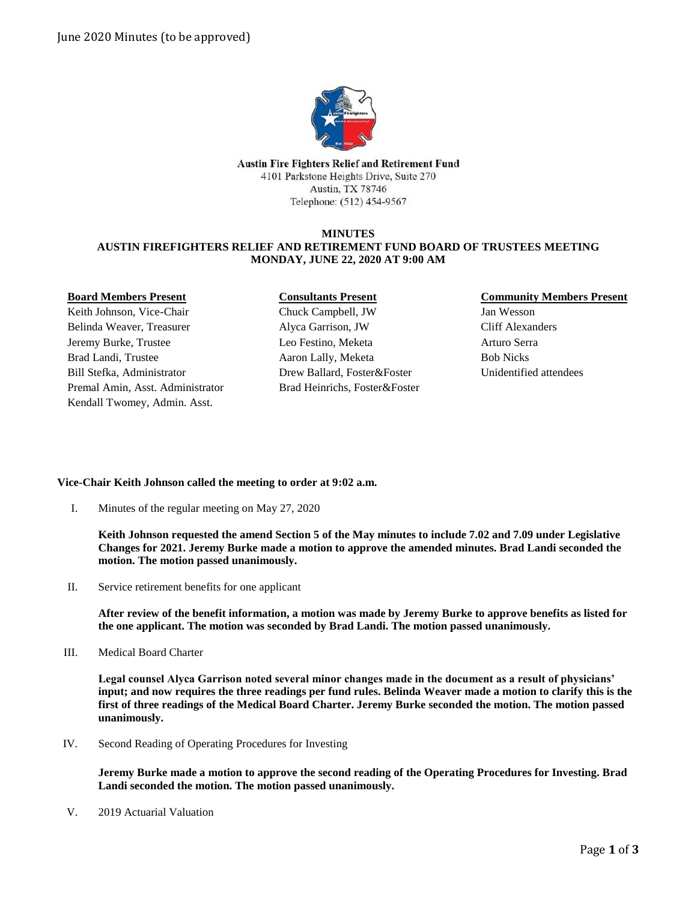June 2020 Minutes (to be approved)

**Austin Fire Fighters Relief and Retirement Fund**
4101 Parkstone Heights Drive, Suite 270
Austin, TX 78746
Telephone: (512) 454-9567

**MINUTES**
**AUSTIN FIREFIGHTERS RELIEF AND RETIREMENT FUND BOARD OF TRUSTEES MEETING**
**MONDAY, JUNE 22, 2020 AT 9:00 AM**

| **Board Members Present** | **Consultants Present** | **Community Members Present** |
|---|---|---|
| Keith Johnson, Vice-Chair | Chuck Campbell, JW | Jan Wesson |
| Belinda Weaver, Treasurer | Alyca Garrison, JW | Cliff Alexanders |
| Jeremy Burke, Trustee | Leo Festino, Meketa | Arturo Serra |
| Brad Landi, Trustee | Aaron Lally, Meketa | Bob Nicks |
| Bill Stefka, Administrator | Drew Ballard, Foster&Foster | Unidentified attendees |
| Premal Amin, Asst. Administrator | Brad Heinrichs, Foster&Foster | |
| Kendall Twomey, Admin. Asst. | | |

**Vice-Chair Keith Johnson called the meeting to order at 9:02 a.m.**

I. Minutes of the regular meeting on May 27, 2020

**Keith Johnson requested the amend Section 5 of the May minutes to include 7.02 and 7.09 under Legislative Changes for 2021. Jeremy Burke made a motion to approve the amended minutes. Brad Landi seconded the motion. The motion passed unanimously.**

II. Service retirement benefits for one applicant

**After review of the benefit information, a motion was made by Jeremy Burke to approve benefits as listed for the one applicant. The motion was seconded by Brad Landi. The motion passed unanimously.**

III. Medical Board Charter

**Legal counsel Alyca Garrison noted several minor changes made in the document as a result of physicians' input; and now requires the three readings per fund rules. Belinda Weaver made a motion to clarify this is the first of three readings of the Medical Board Charter. Jeremy Burke seconded the motion. The motion passed unanimously.**

IV. Second Reading of Operating Procedures for Investing

**Jeremy Burke made a motion to approve the second reading of the Operating Procedures for Investing. Brad Landi seconded the motion. The motion passed unanimously.**

V. 2019 Actuarial Valuation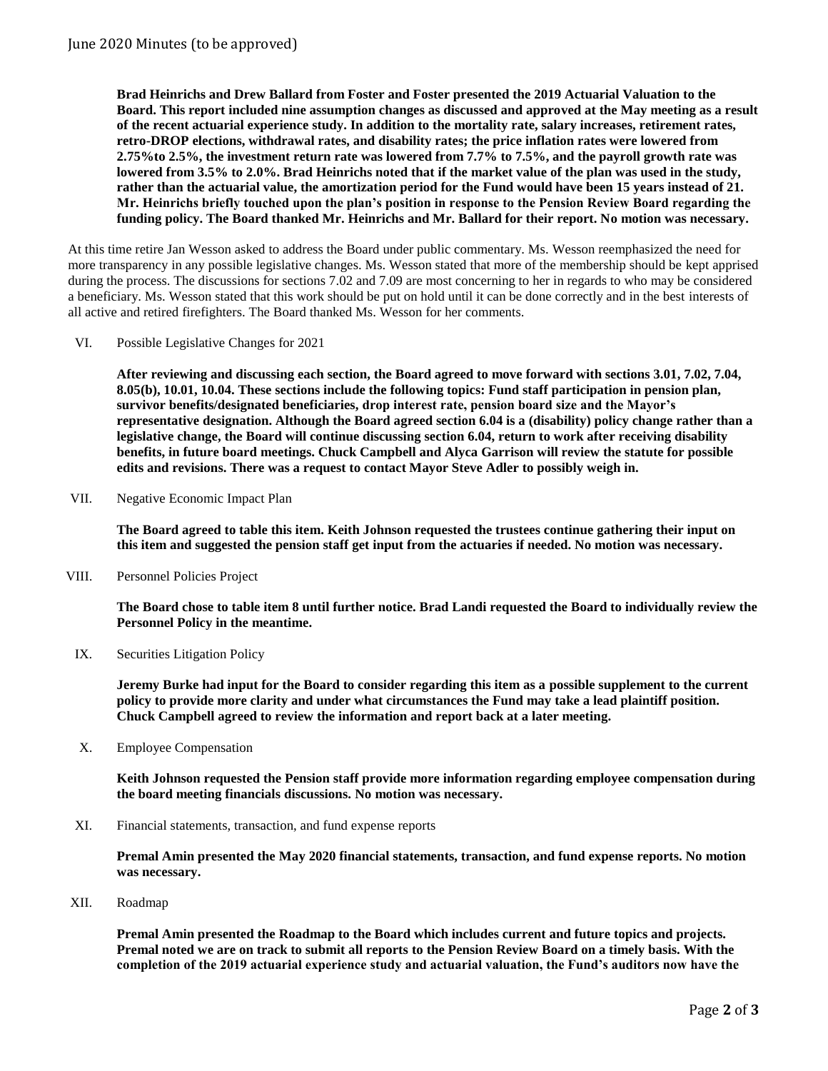**Brad Heinrichs and Drew Ballard from Foster and Foster presented the 2019 Actuarial Valuation to the Board. This report included nine assumption changes as discussed and approved at the May meeting as a result of the recent actuarial experience study. In addition to the mortality rate, salary increases, retirement rates, retro-DROP elections, withdrawal rates, and disability rates; the price inflation rates were lowered from 2.75%to 2.5%, the investment return rate was lowered from 7.7% to 7.5%, and the payroll growth rate was lowered from 3.5% to 2.0%. Brad Heinrichs noted that if the market value of the plan was used in the study, rather than the actuarial value, the amortization period for the Fund would have been 15 years instead of 21. Mr. Heinrichs briefly touched upon the plan's position in response to the Pension Review Board regarding the funding policy. The Board thanked Mr. Heinrichs and Mr. Ballard for their report. No motion was necessary.**

At this time retire Jan Wesson asked to address the Board under public commentary. Ms. Wesson reemphasized the need for more transparency in any possible legislative changes. Ms. Wesson stated that more of the membership should be kept apprised during the process. The discussions for sections 7.02 and 7.09 are most concerning to her in regards to who may be considered a beneficiary. Ms. Wesson stated that this work should be put on hold until it can be done correctly and in the best interests of all active and retired firefighters. The Board thanked Ms. Wesson for her comments.

VI. Possible Legislative Changes for 2021

**After reviewing and discussing each section, the Board agreed to move forward with sections 3.01, 7.02, 7.04, 8.05(b), 10.01, 10.04. These sections include the following topics: Fund staff participation in pension plan, survivor benefits/designated beneficiaries, drop interest rate, pension board size and the Mayor's representative designation. Although the Board agreed section 6.04 is a (disability) policy change rather than a legislative change, the Board will continue discussing section 6.04, return to work after receiving disability benefits, in future board meetings. Chuck Campbell and Alyca Garrison will review the statute for possible edits and revisions. There was a request to contact Mayor Steve Adler to possibly weigh in.**

VII. Negative Economic Impact Plan

**The Board agreed to table this item. Keith Johnson requested the trustees continue gathering their input on this item and suggested the pension staff get input from the actuaries if needed. No motion was necessary.**

VIII. Personnel Policies Project

**The Board chose to table item 8 until further notice. Brad Landi requested the Board to individually review the Personnel Policy in the meantime.**

IX. Securities Litigation Policy

**Jeremy Burke had input for the Board to consider regarding this item as a possible supplement to the current policy to provide more clarity and under what circumstances the Fund may take a lead plaintiff position. Chuck Campbell agreed to review the information and report back at a later meeting.**

X. Employee Compensation

**Keith Johnson requested the Pension staff provide more information regarding employee compensation during the board meeting financials discussions. No motion was necessary.**

XI. Financial statements, transaction, and fund expense reports

**Premal Amin presented the May 2020 financial statements, transaction, and fund expense reports. No motion was necessary.**

XII. Roadmap

**Premal Amin presented the Roadmap to the Board which includes current and future topics and projects. Premal noted we are on track to submit all reports to the Pension Review Board on a timely basis. With the completion of the 2019 actuarial experience study and actuarial valuation, the Fund's auditors now have the**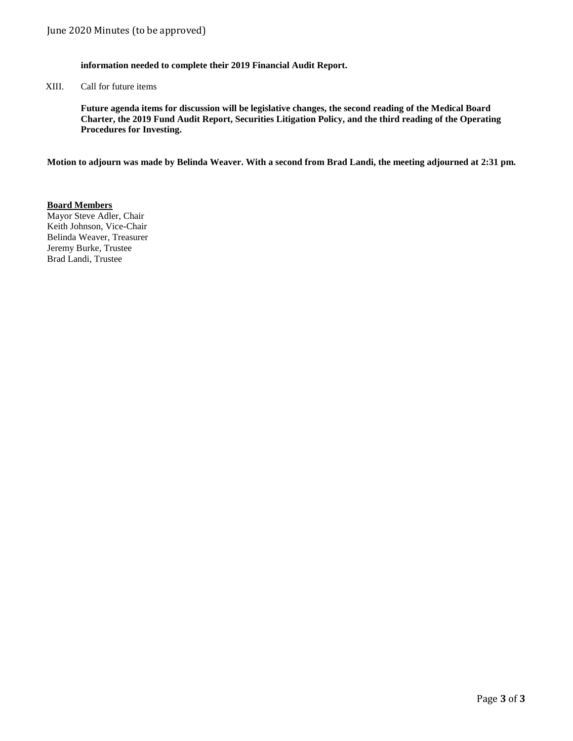**information needed to complete their 2019 Financial Audit Report.**

XIII. Call for future items

**Future agenda items for discussion will be legislative changes, the second reading of the Medical Board Charter, the 2019 Fund Audit Report, Securities Litigation Policy, and the third reading of the Operating Procedures for Investing.**

**Motion to adjourn was made by Belinda Weaver. With a second from Brad Landi, the meeting adjourned at 2:31 pm.**

**Board Members**

Mayor Steve Adler, Chair
Keith Johnson, Vice-Chair
Belinda Weaver, Treasurer
Jeremy Burke, Trustee
Brad Landi, Trustee